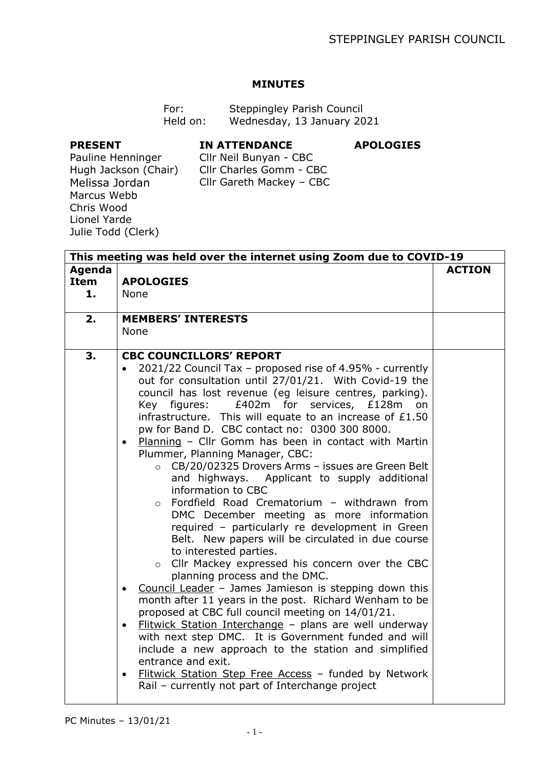# MINUTES

For: Steppingley Parish Council
Held on: Wednesday, 13 January 2021

| PRESENT | IN ATTENDANCE | APOLOGIES |
|---|---|---|
| Pauline Henninger | Cllr Neil Bunyan - CBC | |
| Hugh Jackson (Chair) | Cllr Charles Gomm - CBC | |
| Melissa Jordan | Cllr Gareth Mackey – CBC | |
| Marcus Webb | | |
| Chris Wood | | |
| Lionel Yarde | | |
| Julie Todd (Clerk) | | |

**This meeting was held over the internet using Zoom due to COVID-19**

| Agenda Item | | ACTION |
|---|---|---|
| **1.** | **APOLOGIES**<br>None | |
| **2.** | **MEMBERS' INTERESTS**<br>None | |
| **3.** | **CBC COUNCILLORS' REPORT**<br>• 2021/22 Council Tax – proposed rise of 4.95% - currently out for consultation until 27/01/21. With Covid-19 the council has lost revenue (eg leisure centres, parking). Key figures: £402m for services, £128m on infrastructure. This will equate to an increase of £1.50 pw for Band D. CBC contact no: 0300 300 8000.<br>• Planning – Cllr Gomm has been in contact with Martin Plummer, Planning Manager, CBC:<br>  ○ CB/20/02325 Drovers Arms – issues are Green Belt and highways. Applicant to supply additional information to CBC<br>  ○ Fordfield Road Crematorium – withdrawn from DMC December meeting as more information required – particularly re development in Green Belt. New papers will be circulated in due course to interested parties.<br>  ○ Cllr Mackey expressed his concern over the CBC planning process and the DMC.<br>• Council Leader – James Jamieson is stepping down this month after 11 years in the post. Richard Wenham to be proposed at CBC full council meeting on 14/01/21.<br>• Flitwick Station Interchange – plans are well underway with next step DMC. It is Government funded and will include a new approach to the station and simplified entrance and exit.<br>• Flitwick Station Step Free Access – funded by Network Rail – currently not part of Interchange project | |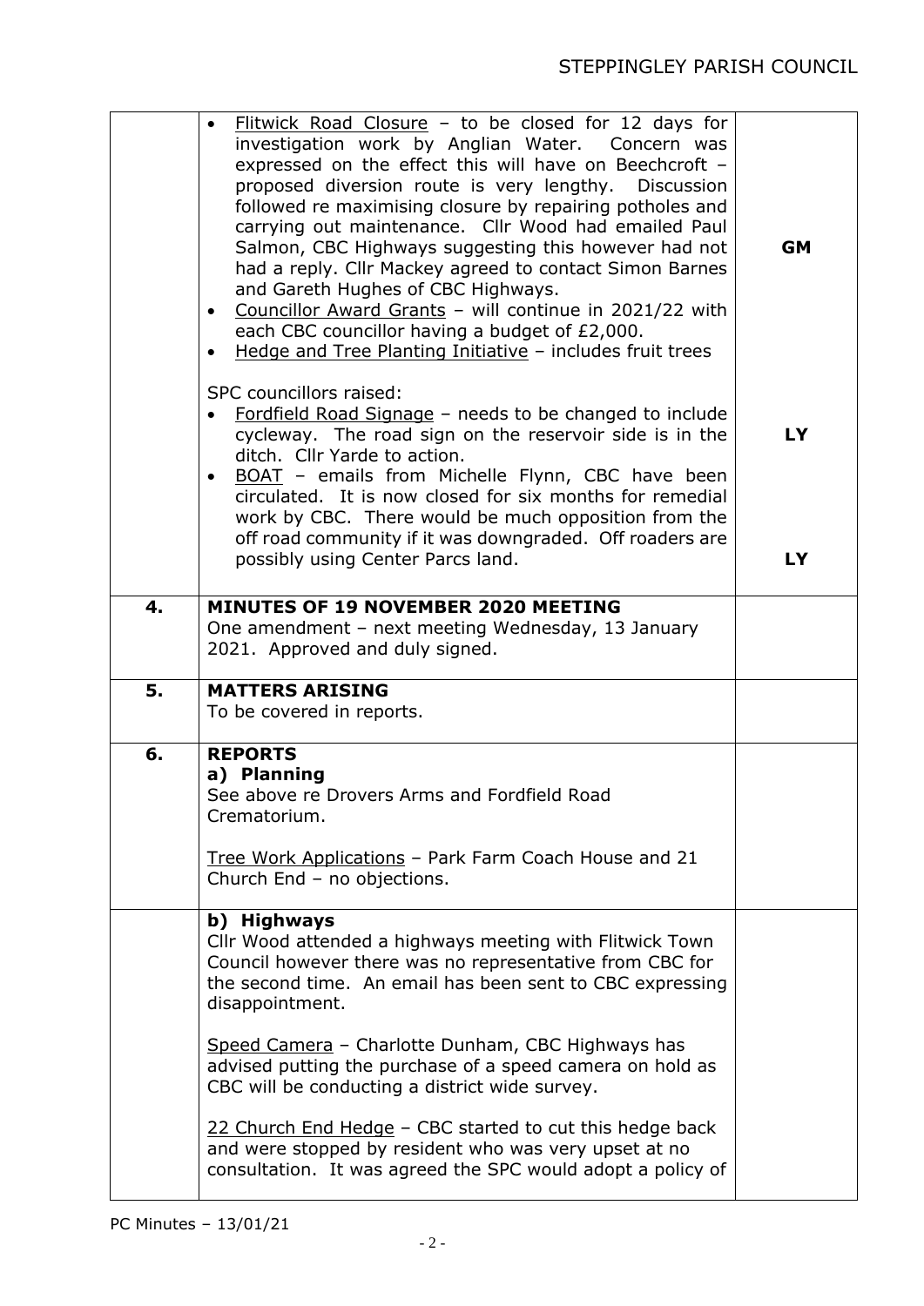| | | |
|---|---|---|
| | • Flitwick Road Closure – to be closed for 12 days for investigation work by Anglian Water. Concern was expressed on the effect this will have on Beechcroft – proposed diversion route is very lengthy. Discussion followed re maximising closure by repairing potholes and carrying out maintenance. Cllr Wood had emailed Paul Salmon, CBC Highways suggesting this however had not had a reply. Cllr Mackey agreed to contact Simon Barnes and Gareth Hughes of CBC Highways.<br>• Councillor Award Grants – will continue in 2021/22 with each CBC councillor having a budget of £2,000.<br>• Hedge and Tree Planting Initiative – includes fruit trees<br><br>SPC councillors raised:<br>• Fordfield Road Signage – needs to be changed to include cycleway. The road sign on the reservoir side is in the ditch. Cllr Yarde to action.<br>• BOAT – emails from Michelle Flynn, CBC have been circulated. It is now closed for six months for remedial work by CBC. There would be much opposition from the off road community if it was downgraded. Off roaders are possibly using Center Parcs land. | **GM**<br><br>**LY**<br><br>**LY** |
| **4.** | **MINUTES OF 19 NOVEMBER 2020 MEETING**<br>One amendment – next meeting Wednesday, 13 January 2021. Approved and duly signed. | |
| **5.** | **MATTERS ARISING**<br>To be covered in reports. | |
| **6.** | **REPORTS**<br>**a) Planning**<br>See above re Drovers Arms and Fordfield Road Crematorium.<br><br>Tree Work Applications – Park Farm Coach House and 21 Church End – no objections. | |
| | **b) Highways**<br>Cllr Wood attended a highways meeting with Flitwick Town Council however there was no representative from CBC for the second time. An email has been sent to CBC expressing disappointment.<br><br>Speed Camera – Charlotte Dunham, CBC Highways has advised putting the purchase of a speed camera on hold as CBC will be conducting a district wide survey.<br><br>22 Church End Hedge – CBC started to cut this hedge back and were stopped by resident who was very upset at no consultation. It was agreed the SPC would adopt a policy of | |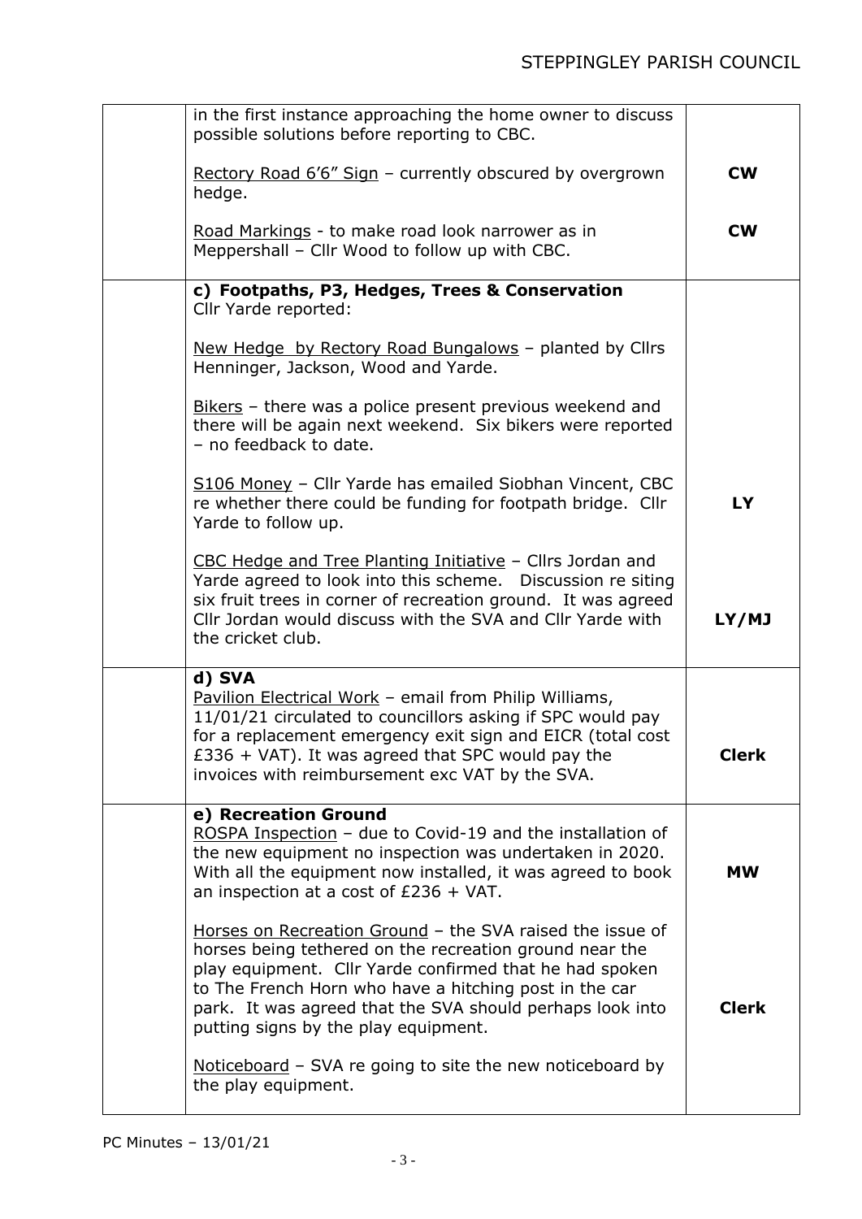| | | |
|---|---|---|
| | in the first instance approaching the home owner to discuss possible solutions before reporting to CBC.<br><br><u>Rectory Road 6'6" Sign</u> – currently obscured by overgrown hedge.<br><br><u>Road Markings</u> - to make road look narrower as in Meppershall – Cllr Wood to follow up with CBC. | <br><br>**CW**<br><br>**CW** |
| | **c) Footpaths, P3, Hedges, Trees & Conservation**<br>Cllr Yarde reported:<br><br><u>New Hedge by Rectory Road Bungalows</u> – planted by Cllrs Henninger, Jackson, Wood and Yarde.<br><br><u>Bikers</u> – there was a police present previous weekend and there will be again next weekend. Six bikers were reported – no feedback to date.<br><br><u>S106 Money</u> – Cllr Yarde has emailed Siobhan Vincent, CBC re whether there could be funding for footpath bridge. Cllr Yarde to follow up.<br><br><u>CBC Hedge and Tree Planting Initiative</u> – Cllrs Jordan and Yarde agreed to look into this scheme. Discussion re siting six fruit trees in corner of recreation ground. It was agreed Cllr Jordan would discuss with the SVA and Cllr Yarde with the cricket club. | <br><br><br><br><br><br><br><br>**LY**<br><br><br>**LY/MJ** |
| | **d) SVA**<br><u>Pavilion Electrical Work</u> – email from Philip Williams, 11/01/21 circulated to councillors asking if SPC would pay for a replacement emergency exit sign and EICR (total cost £336 + VAT). It was agreed that SPC would pay the invoices with reimbursement exc VAT by the SVA. | **Clerk** |
| | **e) Recreation Ground**<br><u>ROSPA Inspection</u> – due to Covid-19 and the installation of the new equipment no inspection was undertaken in 2020. With all the equipment now installed, it was agreed to book an inspection at a cost of £236 + VAT.<br><br><u>Horses on Recreation Ground</u> – the SVA raised the issue of horses being tethered on the recreation ground near the play equipment. Cllr Yarde confirmed that he had spoken to The French Horn who have a hitching post in the car park. It was agreed that the SVA should perhaps look into putting signs by the play equipment.<br><br><u>Noticeboard</u> – SVA re going to site the new noticeboard by the play equipment. | **MW**<br><br><br><br>**Clerk** |

PC Minutes – 13/01/21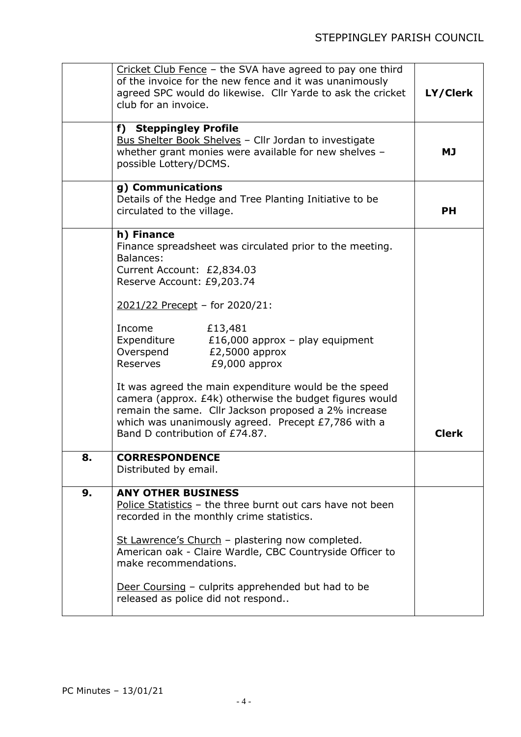| | | |
|---|---|---|
| | Cricket Club Fence – the SVA have agreed to pay one third of the invoice for the new fence and it was unanimously agreed SPC would do likewise. Cllr Yarde to ask the cricket club for an invoice. | **LY/Clerk** |
| | **f) Steppingley Profile**<br>Bus Shelter Book Shelves – Cllr Jordan to investigate whether grant monies were available for new shelves – possible Lottery/DCMS. | **MJ** |
| | **g) Communications**<br>Details of the Hedge and Tree Planting Initiative to be circulated to the village. | **PH** |
| | **h) Finance**<br>Finance spreadsheet was circulated prior to the meeting.<br>Balances:<br>Current Account: £2,834.03<br>Reserve Account: £9,203.74<br><br>2021/22 Precept – for 2020/21:<br><br>Income £13,481<br>Expenditure £16,000 approx – play equipment<br>Overspend £2,5000 approx<br>Reserves £9,000 approx<br><br>It was agreed the main expenditure would be the speed camera (approx. £4k) otherwise the budget figures would remain the same. Cllr Jackson proposed a 2% increase which was unanimously agreed. Precept £7,786 with a Band D contribution of £74.87. | **Clerk** |
| **8.** | **CORRESPONDENCE**<br>Distributed by email. | |
| **9.** | **ANY OTHER BUSINESS**<br>Police Statistics – the three burnt out cars have not been recorded in the monthly crime statistics.<br><br>St Lawrence's Church – plastering now completed.<br>American oak - Claire Wardle, CBC Countryside Officer to make recommendations.<br><br>Deer Coursing – culprits apprehended but had to be released as police did not respond.. | |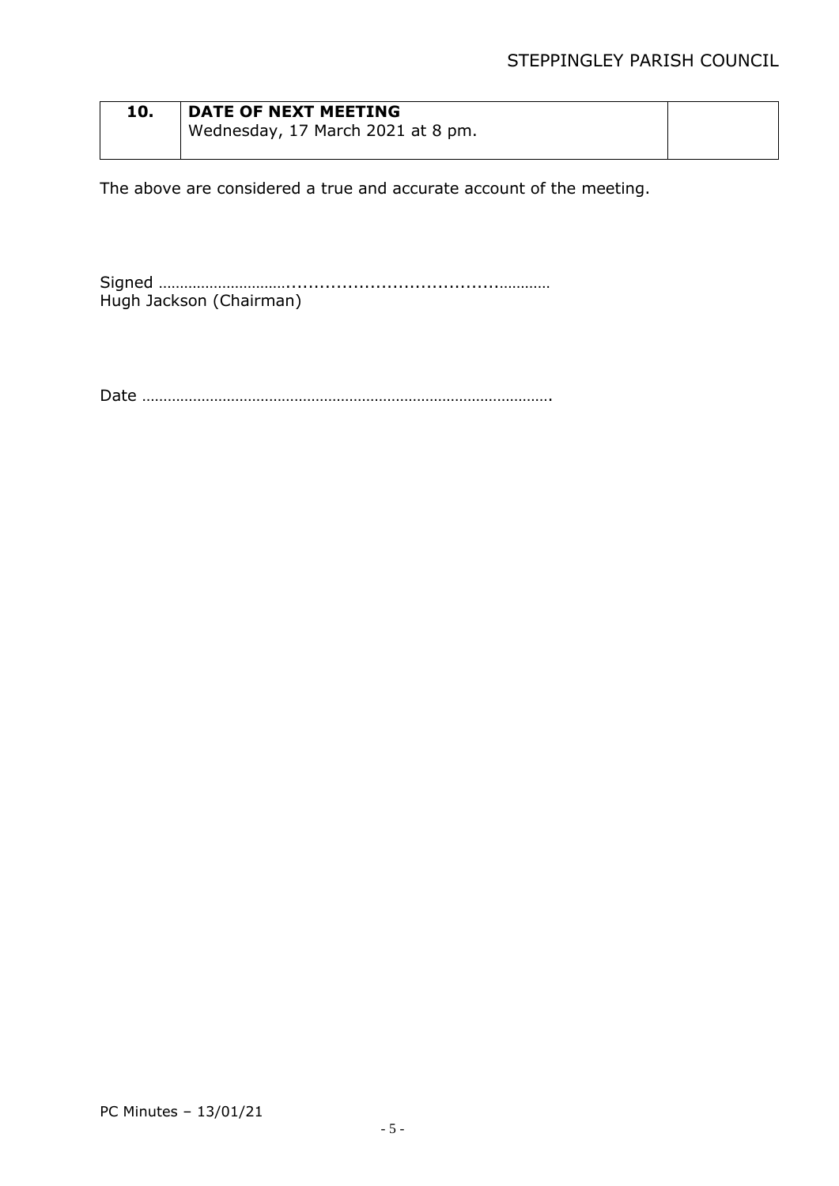| | | |
|---|---|---|
| **10.** | **DATE OF NEXT MEETING**<br>Wednesday, 17 March 2021 at 8 pm. | |

The above are considered a true and accurate account of the meeting.

Signed ……………………….............................................…………
Hugh Jackson (Chairman)

Date …………………………………………………………………………………….